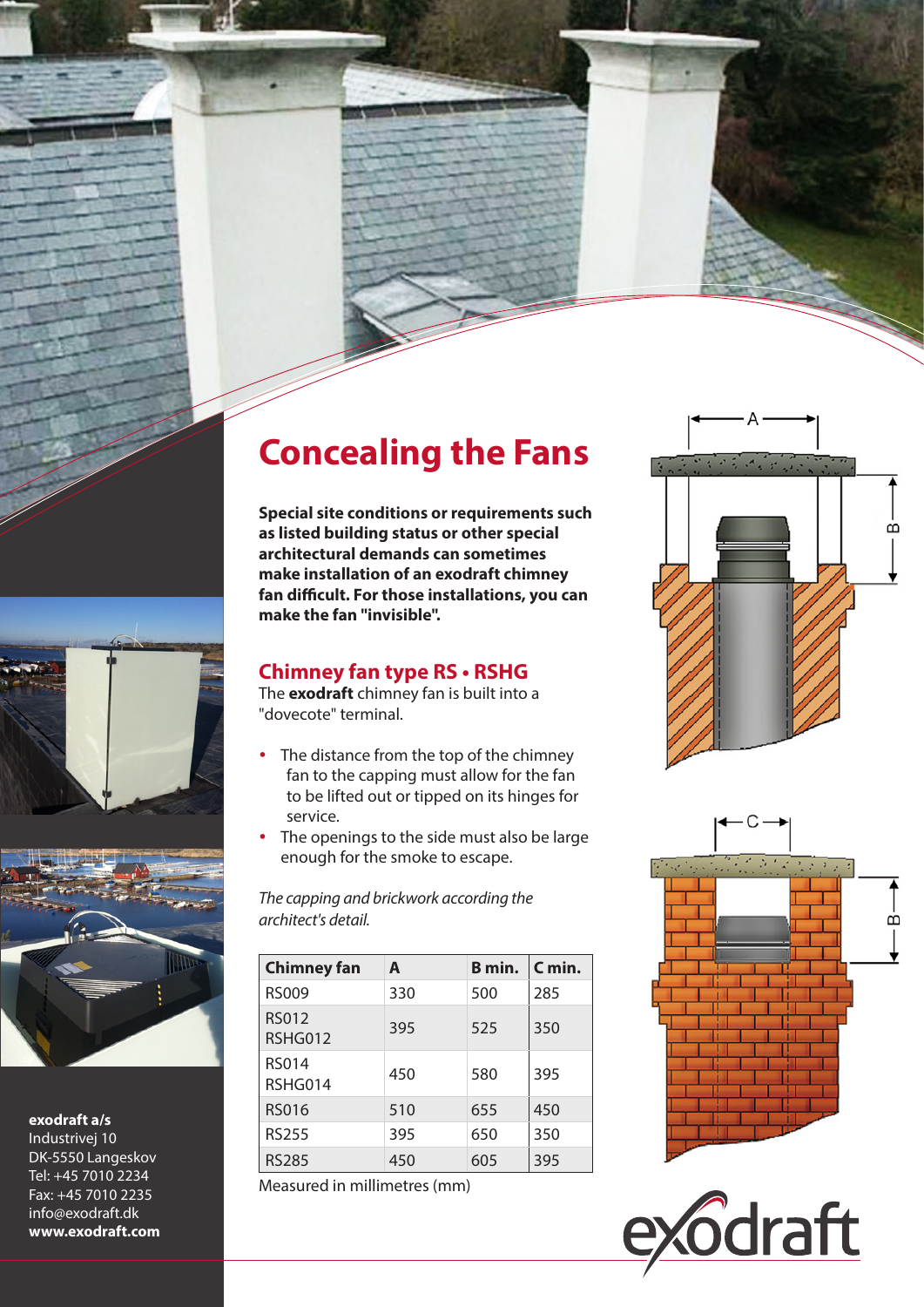# Concealing the Fans

**Special site conditions or requirements such as listed building status or other special architectural demands can sometimes make installation of an exodraft chimney fan difficult. For those installations, you can make the fan "invisible".**

## Chimney fan type RS • RSHG

The **exodraft** chimney fan is built into a "dovecote" terminal.

- The distance from the top of the chimney fan to the capping must allow for the fan to be lifted out or tipped on its hinges for service.
- The openings to the side must also be large enough for the smoke to escape.

*The capping and brickwork according the architect's detail.*

| Chimney fan | A | B min. | C min. |
|---|---|---|---|
| RS009 | 330 | 500 | 285 |
| RS012 RSHG012 | 395 | 525 | 350 |
| RS014 RSHG014 | 450 | 580 | 395 |
| RS016 | 510 | 655 | 450 |
| RS255 | 395 | 650 | 350 |
| RS285 | 450 | 605 | 395 |

Measured in millimetres (mm)

**exodraft a/s**
Industrivej 10
DK-5550 Langeskov
Tel: +45 7010 2234
Fax: +45 7010 2235
info@exodraft.dk
**www.exodraft.com**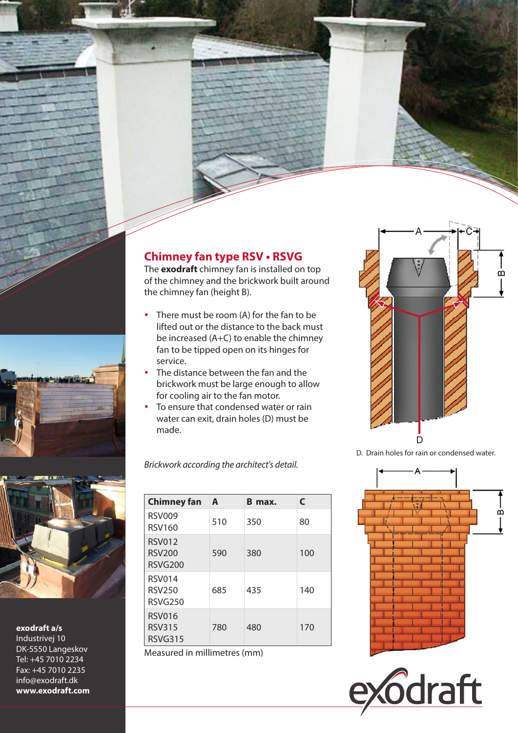## Chimney fan type RSV • RSVG

The **exodraft** chimney fan is installed on top of the chimney and the brickwork built around the chimney fan (height B).

- There must be room (A) for the fan to be lifted out or the distance to the back must be increased (A+C) to enable the chimney fan to be tipped open on its hinges for service.
- The distance between the fan and the brickwork must be large enough to allow for cooling air to the fan motor.
- To ensure that condensed water or rain water can exit, drain holes (D) must be made.

*Brickwork according the architect's detail.*

| Chimney fan | A | B max. | C |
|---|---|---|---|
| RSV009<br>RSV160 | 510 | 350 | 80 |
| RSV012<br>RSV200<br>RSVG200 | 590 | 380 | 100 |
| RSV014<br>RSV250<br>RSVG250 | 685 | 435 | 140 |
| RSV016<br>RSV315<br>RSVG315 | 780 | 480 | 170 |

Measured in millimetres (mm)

A
C
B
D

D. Drain holes for rain or condensed water.

A
B

**exodraft a/s**
Industrivej 10
DK-5550 Langeskov
Tel: +45 7010 2234
Fax: +45 7010 2235
info@exodraft.dk
**www.exodraft.com**

exodraft